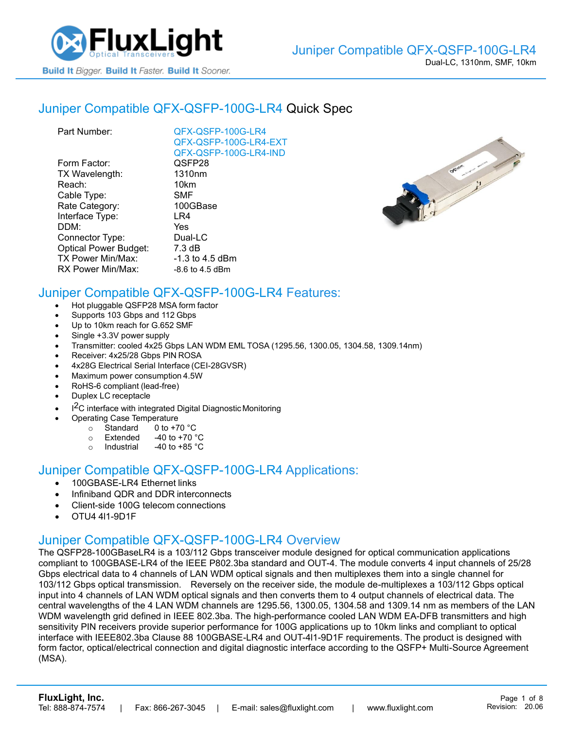# Juniper Compatible QFX-QSFP-100G-LR4

Dual-LC, 1310nm, SMF, 10km

## Juniper Compatible QFX-QSFP-100G-LR4 Quick Spec

| | |
|---|---|
| Part Number: | QFX-QSFP-100G-LR4<br>QFX-QSFP-100G-LR4-EXT<br>QFX-QSFP-100G-LR4-IND |
| Form Factor: | QSFP28 |
| TX Wavelength: | 1310nm |
| Reach: | 10km |
| Cable Type: | SMF |
| Rate Category: | 100GBase |
| Interface Type: | LR4 |
| DDM: | Yes |
| Connector Type: | Dual-LC |
| Optical Power Budget: | 7.3 dB |
| TX Power Min/Max: | -1.3 to 4.5 dBm |
| RX Power Min/Max: | -8.6 to 4.5 dBm |

## Juniper Compatible QFX-QSFP-100G-LR4 Features:

- Hot pluggable QSFP28 MSA form factor
- Supports 103 Gbps and 112 Gbps
- Up to 10km reach for G.652 SMF
- Single +3.3V power supply
- Transmitter: cooled 4x25 Gbps LAN WDM EML TOSA (1295.56, 1300.05, 1304.58, 1309.14nm)
- Receiver: 4x25/28 Gbps PIN ROSA
- 4x28G Electrical Serial Interface (CEI-28GVSR)
- Maximum power consumption 4.5W
- RoHS-6 compliant (lead-free)
- Duplex LC receptacle
- $I^2C$ interface with integrated Digital Diagnostic Monitoring
- Operating Case Temperature
  - Standard 0 to +70 °C
  - Extended -40 to +70 °C
  - Industrial -40 to +85 °C

## Juniper Compatible QFX-QSFP-100G-LR4 Applications:

- 100GBASE-LR4 Ethernet links
- Infiniband QDR and DDR interconnects
- Client-side 100G telecom connections
- OTU4 4I1-9D1F

## Juniper Compatible QFX-QSFP-100G-LR4 Overview

The QSFP28-100GBaseLR4 is a 103/112 Gbps transceiver module designed for optical communication applications compliant to 100GBASE-LR4 of the IEEE P802.3ba standard and OUT-4. The module converts 4 input channels of 25/28 Gbps electrical data to 4 channels of LAN WDM optical signals and then multiplexes them into a single channel for 103/112 Gbps optical transmission. Reversely on the receiver side, the module de-multiplexes a 103/112 Gbps optical input into 4 channels of LAN WDM optical signals and then converts them to 4 output channels of electrical data. The central wavelengths of the 4 LAN WDM channels are 1295.56, 1300.05, 1304.58 and 1309.14 nm as members of the LAN WDM wavelength grid defined in IEEE 802.3ba. The high-performance cooled LAN WDM EA-DFB transmitters and high sensitivity PIN receivers provide superior performance for 100G applications up to 10km links and compliant to optical interface with IEEE802.3ba Clause 88 100GBASE-LR4 and OUT-4I1-9D1F requirements. The product is designed with form factor, optical/electrical connection and digital diagnostic interface according to the QSFP+ Multi-Source Agreement (MSA).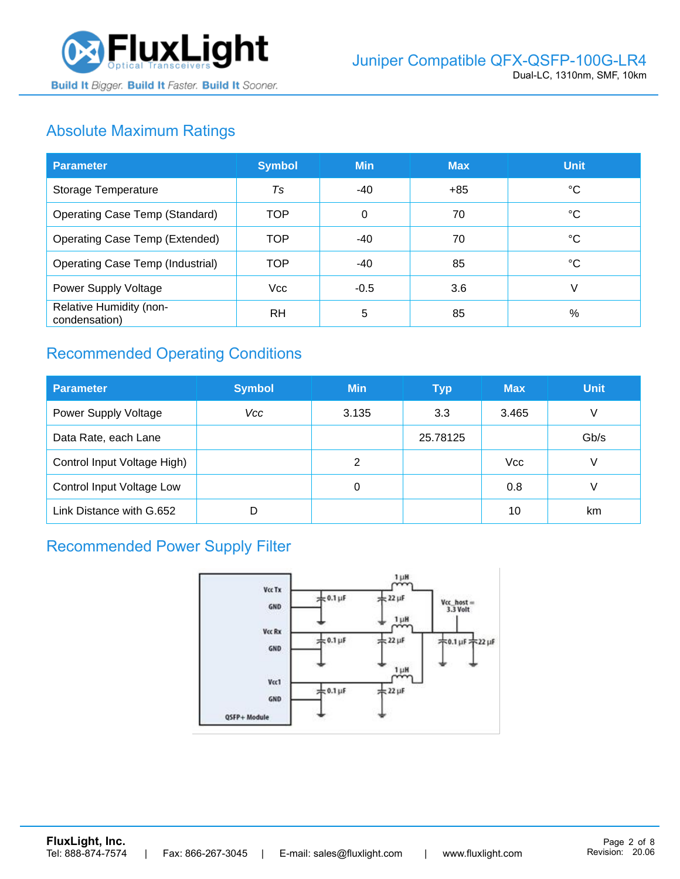## Absolute Maximum Ratings

| Parameter | Symbol | Min | Max | Unit |
|---|---|---|---|---|
| Storage Temperature | *Ts* | -40 | +85 | °C |
| Operating Case Temp (Standard) | TOP | 0 | 70 | °C |
| Operating Case Temp (Extended) | TOP | -40 | 70 | °C |
| Operating Case Temp (Industrial) | TOP | -40 | 85 | °C |
| Power Supply Voltage | Vcc | -0.5 | 3.6 | V |
| Relative Humidity (non-condensation) | RH | 5 | 85 | % |

## Recommended Operating Conditions

| Parameter | Symbol | Min | Typ | Max | Unit |
|---|---|---|---|---|---|
| Power Supply Voltage | *Vcc* | 3.135 | 3.3 | 3.465 | V |
| Data Rate, each Lane | | | 25.78125 | | Gb/s |
| Control Input Voltage High) | | 2 | | Vcc | V |
| Control Input Voltage Low | | 0 | | 0.8 | V |
| Link Distance with G.652 | D | | | 10 | km |

## Recommended Power Supply Filter

Vcc Tx
GND
Vcc Rx
GND
Vcc1
GND
QSFP+ Module
0.1 µF
22 µF
1 µH
Vcc_host = 3.3 Volt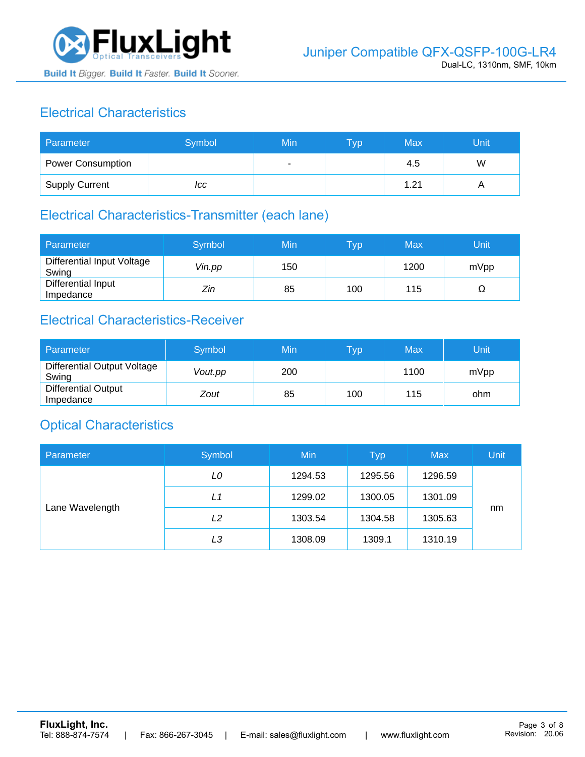## Electrical Characteristics

| Parameter | Symbol | Min | Typ | Max | Unit |
|---|---|---|---|---|---|
| Power Consumption | | - | | 4.5 | W |
| Supply Current | *Icc* | | | 1.21 | A |

## Electrical Characteristics-Transmitter (each lane)

| Parameter | Symbol | Min | Typ | Max | Unit |
|---|---|---|---|---|---|
| Differential Input Voltage Swing | *Vin.pp* | 150 | | 1200 | mVpp |
| Differential Input Impedance | *Zin* | 85 | 100 | 115 | Ω |

## Electrical Characteristics-Receiver

| Parameter | Symbol | Min | Typ | Max | Unit |
|---|---|---|---|---|---|
| Differential Output Voltage Swing | *Vout.pp* | 200 | | 1100 | mVpp |
| Differential Output Impedance | *Zout* | 85 | 100 | 115 | ohm |

## Optical Characteristics

| Parameter | Symbol | Min | Typ | Max | Unit |
|---|---|---|---|---|---|
| Lane Wavelength | *L0* | 1294.53 | 1295.56 | 1296.59 | nm |
| | *L1* | 1299.02 | 1300.05 | 1301.09 | |
| | *L2* | 1303.54 | 1304.58 | 1305.63 | |
| | *L3* | 1308.09 | 1309.1 | 1310.19 | |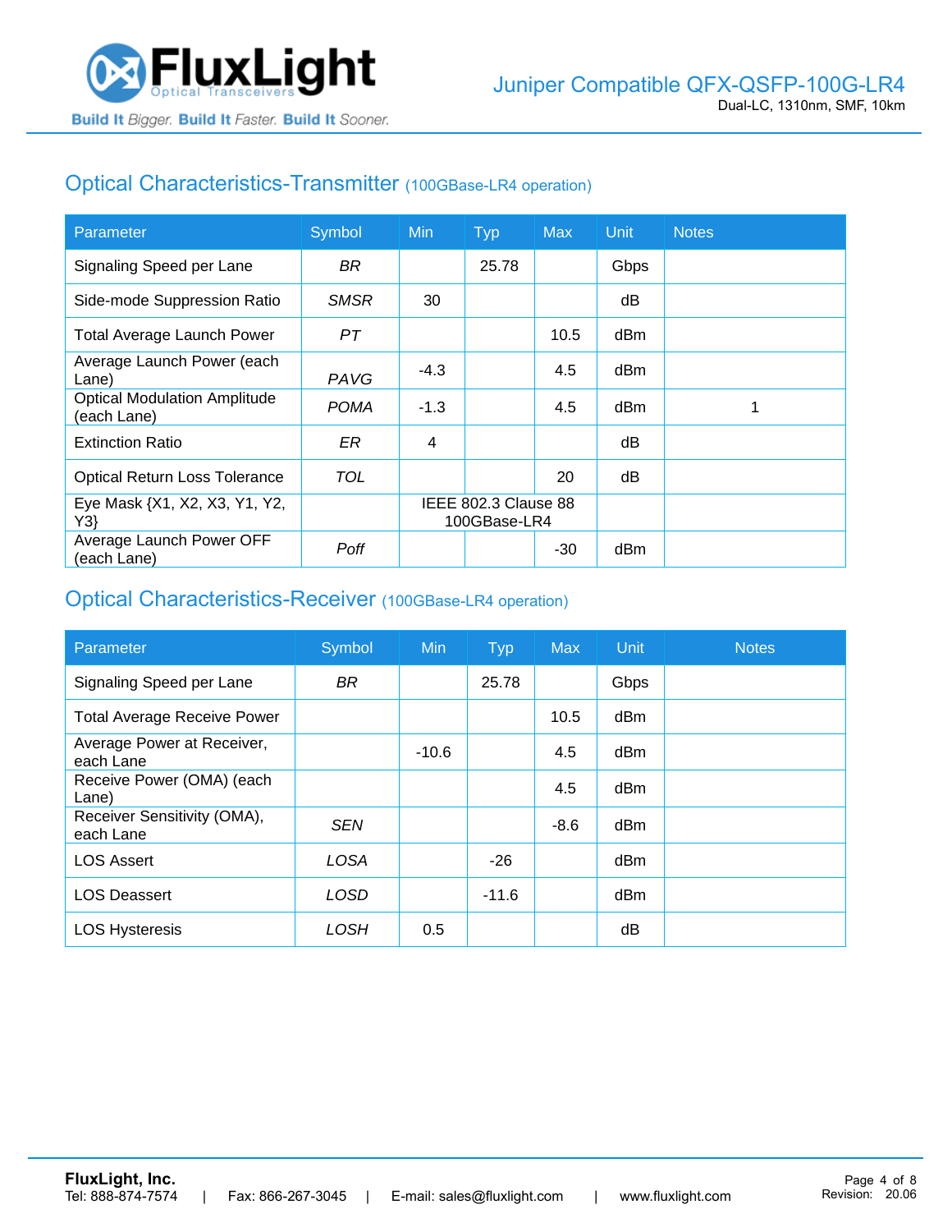## Optical Characteristics-Transmitter (100GBase-LR4 operation)

| Parameter | Symbol | Min | Typ | Max | Unit | Notes |
|---|---|---|---|---|---|---|
| Signaling Speed per Lane | *BR* | | 25.78 | | Gbps | |
| Side-mode Suppression Ratio | *SMSR* | 30 | | | dB | |
| Total Average Launch Power | *PT* | | | 10.5 | dBm | |
| Average Launch Power (each Lane) | *PAVG* | -4.3 | | 4.5 | dBm | |
| Optical Modulation Amplitude (each Lane) | *POMA* | -1.3 | | 4.5 | dBm | 1 |
| Extinction Ratio | *ER* | 4 | | | dB | |
| Optical Return Loss Tolerance | *TOL* | | | 20 | dB | |
| Eye Mask {X1, X2, X3, Y1, Y2, Y3} | | IEEE 802.3 Clause 88 100GBase-LR4 | | | | |
| Average Launch Power OFF (each Lane) | *Poff* | | | -30 | dBm | |

## Optical Characteristics-Receiver (100GBase-LR4 operation)

| Parameter | Symbol | Min | Typ | Max | Unit | Notes |
|---|---|---|---|---|---|---|
| Signaling Speed per Lane | *BR* | | 25.78 | | Gbps | |
| Total Average Receive Power | | | | 10.5 | dBm | |
| Average Power at Receiver, each Lane | | -10.6 | | 4.5 | dBm | |
| Receive Power (OMA) (each Lane) | | | | 4.5 | dBm | |
| Receiver Sensitivity (OMA), each Lane | *SEN* | | | -8.6 | dBm | |
| LOS Assert | *LOSA* | | -26 | | dBm | |
| LOS Deassert | *LOSD* | | -11.6 | | dBm | |
| LOS Hysteresis | *LOSH* | 0.5 | | | dB | |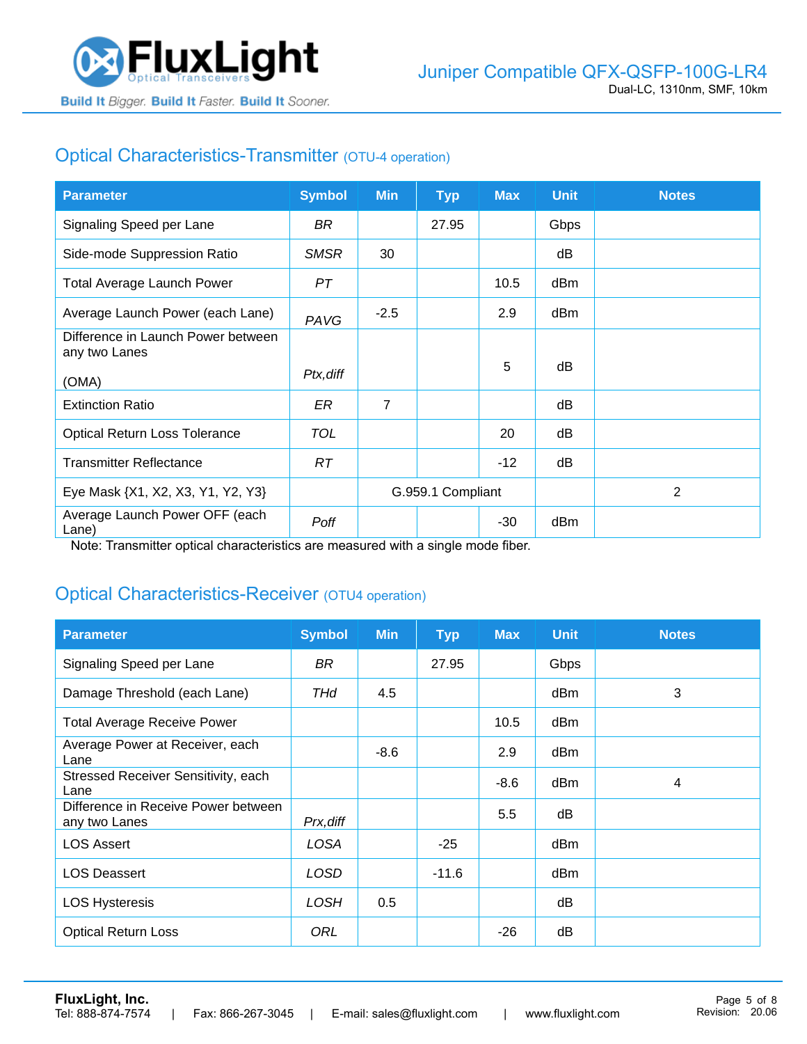## Optical Characteristics-Transmitter (OTU-4 operation)

| Parameter | Symbol | Min | Typ | Max | Unit | Notes |
|---|---|---|---|---|---|---|
| Signaling Speed per Lane | *BR* | | 27.95 | | Gbps | |
| Side-mode Suppression Ratio | *SMSR* | 30 | | | dB | |
| Total Average Launch Power | *PT* | | | 10.5 | dBm | |
| Average Launch Power (each Lane) | *PAVG* | -2.5 | | 2.9 | dBm | |
| Difference in Launch Power between any two Lanes (OMA) | *Ptx,diff* | | | 5 | dB | |
| Extinction Ratio | *ER* | 7 | | | dB | |
| Optical Return Loss Tolerance | *TOL* | | | 20 | dB | |
| Transmitter Reflectance | *RT* | | | -12 | dB | |
| Eye Mask {X1, X2, X3, Y1, Y2, Y3} | | G.959.1 Compliant | | | | 2 |
| Average Launch Power OFF (each Lane) | *Poff* | | | -30 | dBm | |

Note: Transmitter optical characteristics are measured with a single mode fiber.

## Optical Characteristics-Receiver (OTU4 operation)

| Parameter | Symbol | Min | Typ | Max | Unit | Notes |
|---|---|---|---|---|---|---|
| Signaling Speed per Lane | *BR* | | 27.95 | | Gbps | |
| Damage Threshold (each Lane) | *THd* | 4.5 | | | dBm | 3 |
| Total Average Receive Power | | | | 10.5 | dBm | |
| Average Power at Receiver, each Lane | | -8.6 | | 2.9 | dBm | |
| Stressed Receiver Sensitivity, each Lane | | | | -8.6 | dBm | 4 |
| Difference in Receive Power between any two Lanes | *Prx,diff* | | | 5.5 | dB | |
| LOS Assert | *LOSA* | | -25 | | dBm | |
| LOS Deassert | *LOSD* | | -11.6 | | dBm | |
| LOS Hysteresis | *LOSH* | 0.5 | | | dB | |
| Optical Return Loss | *ORL* | | | -26 | dB | |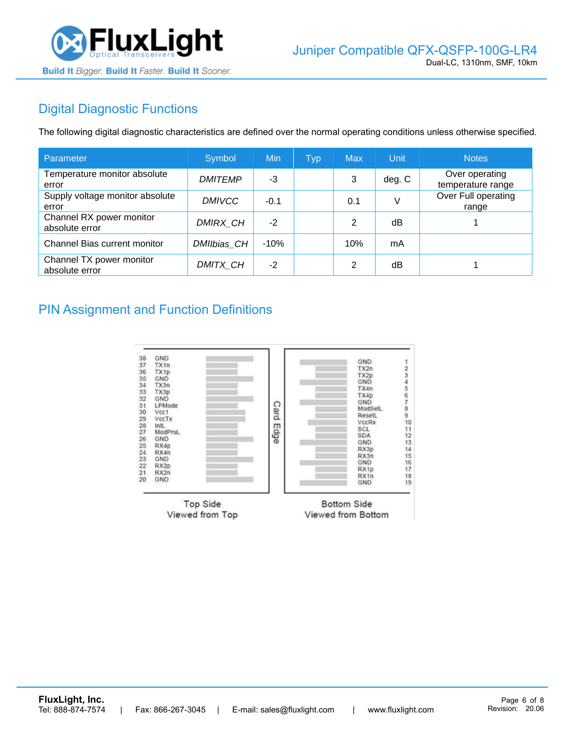## Digital Diagnostic Functions

The following digital diagnostic characteristics are defined over the normal operating conditions unless otherwise specified.

| Parameter | Symbol | Min | Typ | Max | Unit | Notes |
|---|---|---|---|---|---|---|
| Temperature monitor absolute error | *DMITEMP* | -3 | | 3 | deg. C | Over operating temperature range |
| Supply voltage monitor absolute error | *DMIVCC* | -0.1 | | 0.1 | V | Over Full operating range |
| Channel RX power monitor absolute error | *DMIRX_CH* | -2 | | 2 | dB | 1 |
| Channel Bias current monitor | *DMIIbias_CH* | -10% | | 10% | mA | |
| Channel TX power monitor absolute error | *DMITX_CH* | -2 | | 2 | dB | 1 |

## PIN Assignment and Function Definitions

| Pin | Top Side (Viewed from Top) |
|---|---|
| 38 | GND |
| 37 | TX1n |
| 36 | TX1p |
| 35 | GND |
| 34 | TX3n |
| 33 | TX3p |
| 32 | GND |
| 31 | LPMode |
| 30 | Vcc1 |
| 29 | VccTx |
| 28 | IntL |
| 27 | ModPrsL |
| 26 | GND |
| 25 | RX4p |
| 24 | RX4n |
| 23 | GND |
| 22 | RX2p |
| 21 | RX2n |
| 20 | GND |

| Pin | Bottom Side (Viewed from Bottom) |
|---|---|
| 1 | GND |
| 2 | TX2n |
| 3 | TX2p |
| 4 | GND |
| 5 | TX4n |
| 6 | TX4p |
| 7 | GND |
| 8 | ModSelL |
| 9 | ResetL |
| 10 | VccRx |
| 11 | SCL |
| 12 | SDA |
| 13 | GND |
| 14 | RX3p |
| 15 | RX3n |
| 16 | GND |
| 17 | RX1p |
| 18 | RX1n |
| 19 | GND |

Card Edge

Top Side
Viewed from Top

Bottom Side
Viewed from Bottom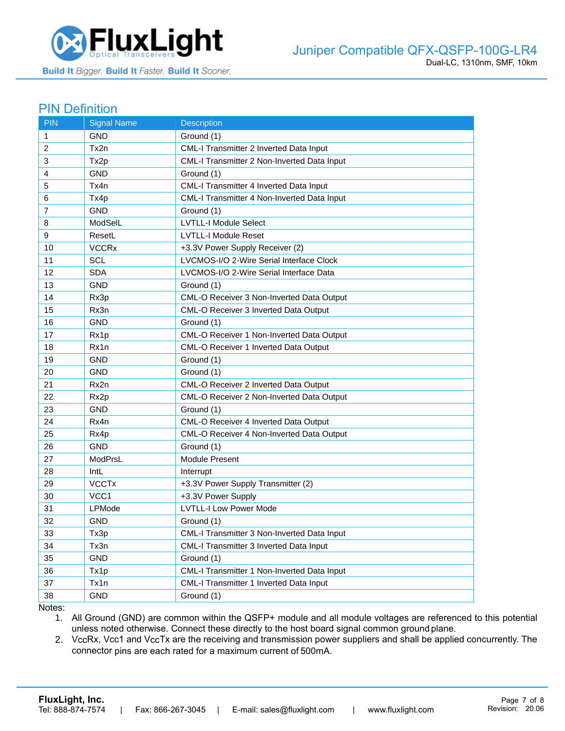## PIN Definition

| PIN | Signal Name | Description |
|---|---|---|
| 1 | GND | Ground (1) |
| 2 | Tx2n | CML-I Transmitter 2 Inverted Data Input |
| 3 | Tx2p | CML-I Transmitter 2 Non-Inverted Data Input |
| 4 | GND | Ground (1) |
| 5 | Tx4n | CML-I Transmitter 4 Inverted Data Input |
| 6 | Tx4p | CML-I Transmitter 4 Non-Inverted Data Input |
| 7 | GND | Ground (1) |
| 8 | ModSelL | LVTLL-I Module Select |
| 9 | ResetL | LVTLL-I Module Reset |
| 10 | VCCRx | +3.3V Power Supply Receiver (2) |
| 11 | SCL | LVCMOS-I/O 2-Wire Serial Interface Clock |
| 12 | SDA | LVCMOS-I/O 2-Wire Serial Interface Data |
| 13 | GND | Ground (1) |
| 14 | Rx3p | CML-O Receiver 3 Non-Inverted Data Output |
| 15 | Rx3n | CML-O Receiver 3 Inverted Data Output |
| 16 | GND | Ground (1) |
| 17 | Rx1p | CML-O Receiver 1 Non-Inverted Data Output |
| 18 | Rx1n | CML-O Receiver 1 Inverted Data Output |
| 19 | GND | Ground (1) |
| 20 | GND | Ground (1) |
| 21 | Rx2n | CML-O Receiver 2 Inverted Data Output |
| 22 | Rx2p | CML-O Receiver 2 Non-Inverted Data Output |
| 23 | GND | Ground (1) |
| 24 | Rx4n | CML-O Receiver 4 Inverted Data Output |
| 25 | Rx4p | CML-O Receiver 4 Non-Inverted Data Output |
| 26 | GND | Ground (1) |
| 27 | ModPrsL | Module Present |
| 28 | IntL | Interrupt |
| 29 | VCCTx | +3.3V Power Supply Transmitter (2) |
| 30 | VCC1 | +3.3V Power Supply |
| 31 | LPMode | LVTLL-I Low Power Mode |
| 32 | GND | Ground (1) |
| 33 | Tx3p | CML-I Transmitter 3 Non-Inverted Data Input |
| 34 | Tx3n | CML-I Transmitter 3 Inverted Data Input |
| 35 | GND | Ground (1) |
| 36 | Tx1p | CML-I Transmitter 1 Non-Inverted Data Input |
| 37 | Tx1n | CML-I Transmitter 1 Inverted Data Input |
| 38 | GND | Ground (1) |

Notes:

1. All Ground (GND) are common within the QSFP+ module and all module voltages are referenced to this potential unless noted otherwise. Connect these directly to the host board signal common ground plane.
2. VccRx, Vcc1 and VccTx are the receiving and transmission power suppliers and shall be applied concurrently. The connector pins are each rated for a maximum current of 500mA.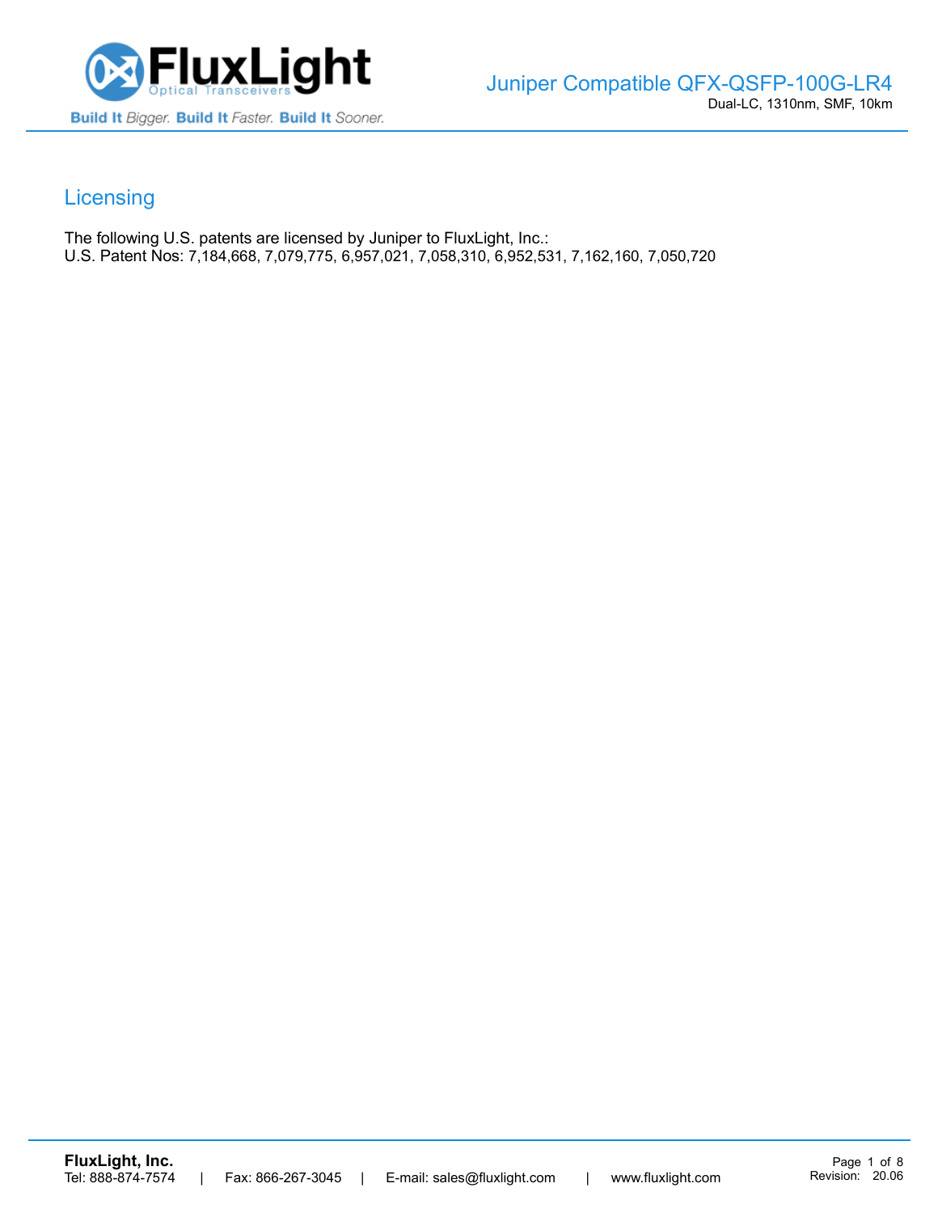## Licensing

The following U.S. patents are licensed by Juniper to FluxLight, Inc.:
U.S. Patent Nos: 7,184,668, 7,079,775, 6,957,021, 7,058,310, 6,952,531, 7,162,160, 7,050,720